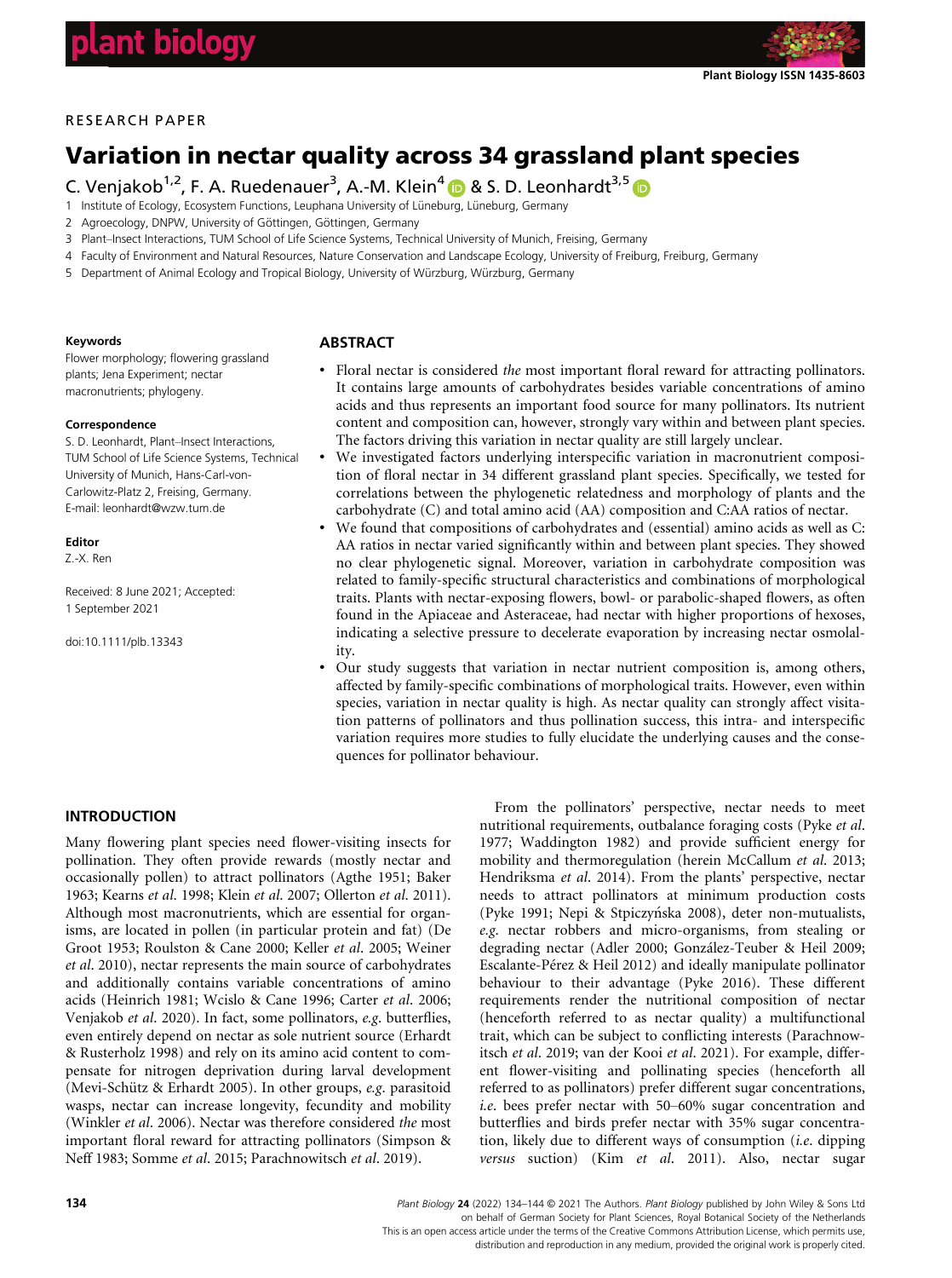RESEARCH PAPER

# Variation in nectar quality across 34 grassland plant species

C. Venjakob[1,2], F. A. Ruedenauer[3], A.-M. Klein[4] & S. D. Leonhardt[3,5]

1 Institute of Ecology, Ecosystem Functions, Leuphana University of Lüneburg, Lüneburg, Germany
2 Agroecology, DNPW, University of Göttingen, Göttingen, Germany
3 Plant–Insect Interactions, TUM School of Life Science Systems, Technical University of Munich, Freising, Germany
4 Faculty of Environment and Natural Resources, Nature Conservation and Landscape Ecology, University of Freiburg, Freiburg, Germany
5 Department of Animal Ecology and Tropical Biology, University of Würzburg, Würzburg, Germany

**Keywords**

Flower morphology; flowering grassland plants; Jena Experiment; nectar macronutrients; phylogeny.

**Correspondence**

S. D. Leonhardt, Plant–Insect Interactions, TUM School of Life Science Systems, Technical University of Munich, Hans-Carl-von-Carlowitz-Platz 2, Freising, Germany.
E-mail: leonhardt@wzw.tum.de

**Editor**

Z.-X. Ren

Received: 8 June 2021; Accepted: 1 September 2021

doi:10.1111/plb.13343

## ABSTRACT

- Floral nectar is considered *the* most important floral reward for attracting pollinators. It contains large amounts of carbohydrates besides variable concentrations of amino acids and thus represents an important food source for many pollinators. Its nutrient content and composition can, however, strongly vary within and between plant species. The factors driving this variation in nectar quality are still largely unclear.
- We investigated factors underlying interspecific variation in macronutrient composition of floral nectar in 34 different grassland plant species. Specifically, we tested for correlations between the phylogenetic relatedness and morphology of plants and the carbohydrate (C) and total amino acid (AA) composition and C:AA ratios of nectar.
- We found that compositions of carbohydrates and (essential) amino acids as well as C:AA ratios in nectar varied significantly within and between plant species. They showed no clear phylogenetic signal. Moreover, variation in carbohydrate composition was related to family-specific structural characteristics and combinations of morphological traits. Plants with nectar-exposing flowers, bowl- or parabolic-shaped flowers, as often found in the Apiaceae and Asteraceae, had nectar with higher proportions of hexoses, indicating a selective pressure to decelerate evaporation by increasing nectar osmolality.
- Our study suggests that variation in nectar nutrient composition is, among others, affected by family-specific combinations of morphological traits. However, even within species, variation in nectar quality is high. As nectar quality can strongly affect visitation patterns of pollinators and thus pollination success, this intra- and interspecific variation requires more studies to fully elucidate the underlying causes and the consequences for pollinator behaviour.

## INTRODUCTION

Many flowering plant species need flower-visiting insects for pollination. They often provide rewards (mostly nectar and occasionally pollen) to attract pollinators (Agthe 1951; Baker 1963; Kearns *et al.* 1998; Klein *et al.* 2007; Ollerton *et al.* 2011). Although most macronutrients, which are essential for organisms, are located in pollen (in particular protein and fat) (De Groot 1953; Roulston & Cane 2000; Keller *et al.* 2005; Weiner *et al.* 2010), nectar represents the main source of carbohydrates and additionally contains variable concentrations of amino acids (Heinrich 1981; Wcislo & Cane 1996; Carter *et al.* 2006; Venjakob *et al.* 2020). In fact, some pollinators, *e.g.* butterflies, even entirely depend on nectar as sole nutrient source (Erhardt & Rusterholz 1998) and rely on its amino acid content to compensate for nitrogen deprivation during larval development (Mevi-Schütz & Erhardt 2005). In other groups, *e.g.* parasitoid wasps, nectar can increase longevity, fecundity and mobility (Winkler *et al.* 2006). Nectar was therefore considered *the* most important floral reward for attracting pollinators (Simpson & Neff 1983; Somme *et al.* 2015; Parachnowitsch *et al.* 2019).

From the pollinators' perspective, nectar needs to meet nutritional requirements, outbalance foraging costs (Pyke *et al.* 1977; Waddington 1982) and provide sufficient energy for mobility and thermoregulation (herein McCallum *et al.* 2013; Hendriksma *et al.* 2014). From the plants' perspective, nectar needs to attract pollinators at minimum production costs (Pyke 1991; Nepi & Stpiczyńska 2008), deter non-mutualists, *e.g.* nectar robbers and micro-organisms, from stealing or degrading nectar (Adler 2000; González-Teuber & Heil 2009; Escalante-Pérez & Heil 2012) and ideally manipulate pollinator behaviour to their advantage (Pyke 2016). These different requirements render the nutritional composition of nectar (henceforth referred to as nectar quality) a multifunctional trait, which can be subject to conflicting interests (Parachnowitsch *et al.* 2019; van der Kooi *et al.* 2021). For example, different flower-visiting and pollinating species (henceforth all referred to as pollinators) prefer different sugar concentrations, *i.e.* bees prefer nectar with 50–60% sugar concentration and butterflies and birds prefer nectar with 35% sugar concentration, likely due to different ways of consumption (*i.e.* dipping *versus* suction) (Kim *et al.* 2011). Also, nectar sugar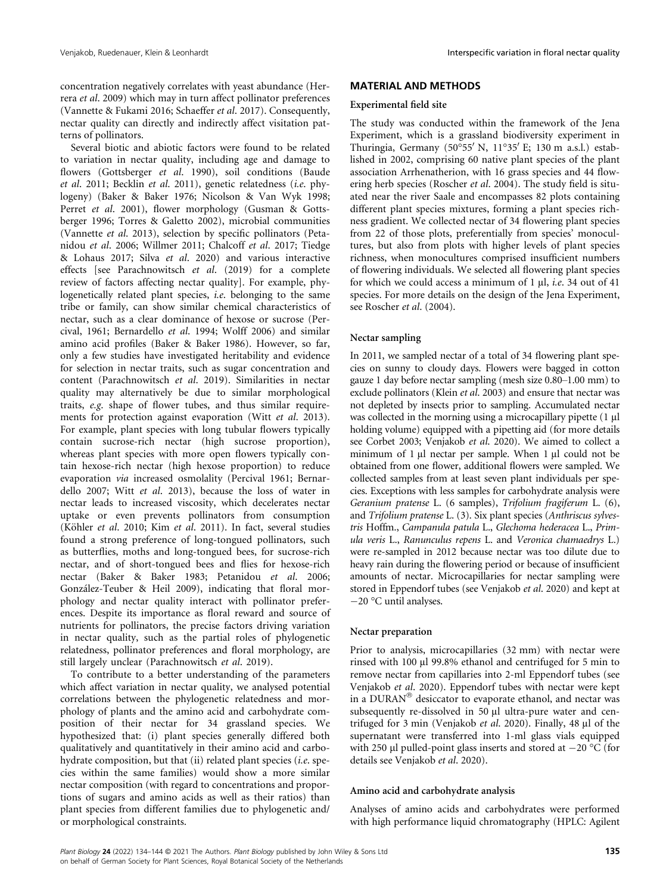concentration negatively correlates with yeast abundance (Herrera *et al.* 2009) which may in turn affect pollinator preferences (Vannette & Fukami 2016; Schaeffer *et al.* 2017). Consequently, nectar quality can directly and indirectly affect visitation patterns of pollinators.

Several biotic and abiotic factors were found to be related to variation in nectar quality, including age and damage to flowers (Gottsberger *et al.* 1990), soil conditions (Baude *et al.* 2011; Becklin *et al.* 2011), genetic relatedness (*i.e.* phylogeny) (Baker & Baker 1976; Nicolson & Van Wyk 1998; Perret *et al.* 2001), flower morphology (Gusman & Gottsberger 1996; Torres & Galetto 2002), microbial communities (Vannette *et al.* 2013), selection by specific pollinators (Petanidou *et al.* 2006; Willmer 2011; Chalcoff *et al.* 2017; Tiedge & Lohaus 2017; Silva *et al.* 2020) and various interactive effects [see Parachnowitsch *et al.* (2019) for a complete review of factors affecting nectar quality]. For example, phylogenetically related plant species, *i.e.* belonging to the same tribe or family, can show similar chemical characteristics of nectar, such as a clear dominance of hexose or sucrose (Percival, 1961; Bernardello *et al.* 1994; Wolff 2006) and similar amino acid profiles (Baker & Baker 1986). However, so far, only a few studies have investigated heritability and evidence for selection in nectar traits, such as sugar concentration and content (Parachnowitsch *et al.* 2019). Similarities in nectar quality may alternatively be due to similar morphological traits, *e.g.* shape of flower tubes, and thus similar requirements for protection against evaporation (Witt *et al.* 2013). For example, plant species with long tubular flowers typically contain sucrose-rich nectar (high sucrose proportion), whereas plant species with more open flowers typically contain hexose-rich nectar (high hexose proportion) to reduce evaporation *via* increased osmolality (Percival 1961; Bernardello 2007; Witt *et al.* 2013), because the loss of water in nectar leads to increased viscosity, which decelerates nectar uptake or even prevents pollinators from consumption (Köhler *et al.* 2010; Kim *et al.* 2011). In fact, several studies found a strong preference of long-tongued pollinators, such as butterflies, moths and long-tongued bees, for sucrose-rich nectar, and of short-tongued bees and flies for hexose-rich nectar (Baker & Baker 1983; Petanidou *et al.* 2006; González-Teuber & Heil 2009), indicating that floral morphology and nectar quality interact with pollinator preferences. Despite its importance as floral reward and source of nutrients for pollinators, the precise factors driving variation in nectar quality, such as the partial roles of phylogenetic relatedness, pollinator preferences and floral morphology, are still largely unclear (Parachnowitsch *et al.* 2019).

To contribute to a better understanding of the parameters which affect variation in nectar quality, we analysed potential correlations between the phylogenetic relatedness and morphology of plants and the amino acid and carbohydrate composition of their nectar for 34 grassland species. We hypothesized that: (i) plant species generally differed both qualitatively and quantitatively in their amino acid and carbohydrate composition, but that (ii) related plant species (*i.e.* species within the same families) would show a more similar nectar composition (with regard to concentrations and proportions of sugars and amino acids as well as their ratios) than plant species from different families due to phylogenetic and/or morphological constraints.

## MATERIAL AND METHODS

### Experimental field site

The study was conducted within the framework of the Jena Experiment, which is a grassland biodiversity experiment in Thuringia, Germany (50°55′ N, 11°35′ E; 130 m a.s.l.) established in 2002, comprising 60 native plant species of the plant association Arrhenatherion, with 16 grass species and 44 flowering herb species (Roscher *et al.* 2004). The study field is situated near the river Saale and encompasses 82 plots containing different plant species mixtures, forming a plant species richness gradient. We collected nectar of 34 flowering plant species from 22 of those plots, preferentially from species' monocultures, but also from plots with higher levels of plant species richness, when monocultures comprised insufficient numbers of flowering individuals. We selected all flowering plant species for which we could access a minimum of 1 μl, *i.e.* 34 out of 41 species. For more details on the design of the Jena Experiment, see Roscher *et al.* (2004).

### Nectar sampling

In 2011, we sampled nectar of a total of 34 flowering plant species on sunny to cloudy days. Flowers were bagged in cotton gauze 1 day before nectar sampling (mesh size 0.80–1.00 mm) to exclude pollinators (Klein *et al.* 2003) and ensure that nectar was not depleted by insects prior to sampling. Accumulated nectar was collected in the morning using a microcapillary pipette (1 μl holding volume) equipped with a pipetting aid (for more details see Corbet 2003; Venjakob *et al.* 2020). We aimed to collect a minimum of 1 μl nectar per sample. When 1 μl could not be obtained from one flower, additional flowers were sampled. We collected samples from at least seven plant individuals per species. Exceptions with less samples for carbohydrate analysis were *Geranium pratense* L. (6 samples), *Trifolium fragiferum* L. (6), and *Trifolium pratense* L. (3). Six plant species (*Anthriscus sylvestris* Hoffm., *Campanula patula* L., *Glechoma hederacea* L., *Primula veris* L., *Ranunculus repens* L. and *Veronica chamaedrys* L.) were re-sampled in 2012 because nectar was too dilute due to heavy rain during the flowering period or because of insufficient amounts of nectar. Microcapillaries for nectar sampling were stored in Eppendorf tubes (see Venjakob *et al.* 2020) and kept at −20 °C until analyses.

### Nectar preparation

Prior to analysis, microcapillaries (32 mm) with nectar were rinsed with 100 μl 99.8% ethanol and centrifuged for 5 min to remove nectar from capillaries into 2-ml Eppendorf tubes (see Venjakob *et al.* 2020). Eppendorf tubes with nectar were kept in a DURAN® desiccator to evaporate ethanol, and nectar was subsequently re-dissolved in 50 μl ultra-pure water and centrifuged for 3 min (Venjakob *et al.* 2020). Finally, 48 μl of the supernatant were transferred into 1-ml glass vials equipped with 250 μl pulled-point glass inserts and stored at −20 °C (for details see Venjakob *et al.* 2020).

### Amino acid and carbohydrate analysis

Analyses of amino acids and carbohydrates were performed with high performance liquid chromatography (HPLC: Agilent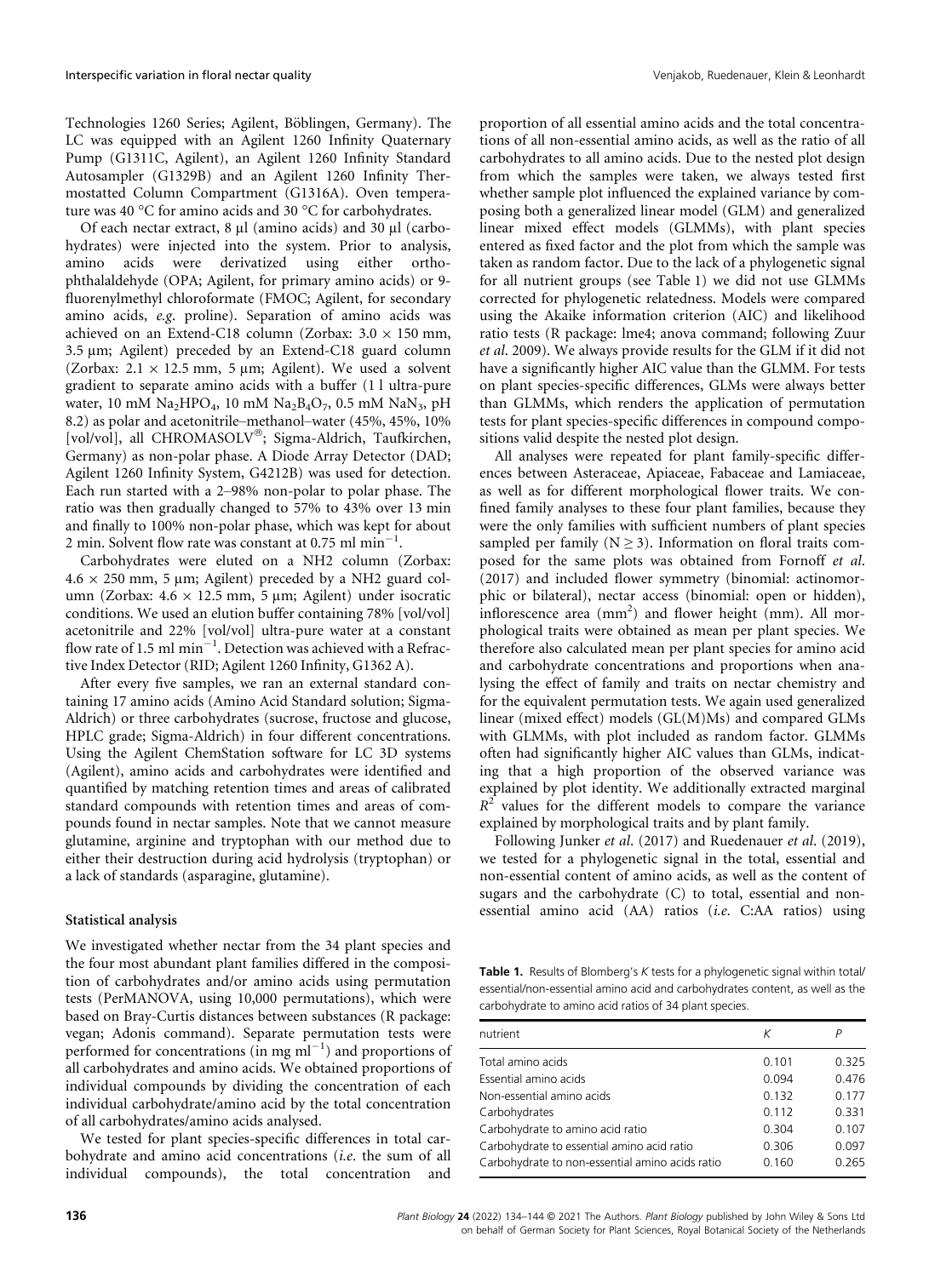Technologies 1260 Series; Agilent, Böblingen, Germany). The LC was equipped with an Agilent 1260 Infinity Quaternary Pump (G1311C, Agilent), an Agilent 1260 Infinity Standard Autosampler (G1329B) and an Agilent 1260 Infinity Thermostatted Column Compartment (G1316A). Oven temperature was 40 °C for amino acids and 30 °C for carbohydrates.

Of each nectar extract, 8 µl (amino acids) and 30 µl (carbohydrates) were injected into the system. Prior to analysis, amino acids were derivatized using either ortho-phthalaldehyde (OPA; Agilent, for primary amino acids) or 9-fluorenylmethyl chloroformate (FMOC; Agilent, for secondary amino acids, *e.g.* proline). Separation of amino acids was achieved on an Extend-C18 column (Zorbax: 3.0 × 150 mm, 3.5 µm; Agilent) preceded by an Extend-C18 guard column (Zorbax: 2.1 × 12.5 mm, 5 µm; Agilent). We used a solvent gradient to separate amino acids with a buffer (1 l ultra-pure water, 10 mM $Na_2HPO_4$, 10 mM $Na_2B_4O_7$, 0.5 mM $NaN_3$, pH 8.2) as polar and acetonitrile–methanol–water (45%, 45%, 10% [vol/vol], all CHROMASOLV®; Sigma-Aldrich, Taufkirchen, Germany) as non-polar phase. A Diode Array Detector (DAD; Agilent 1260 Infinity System, G4212B) was used for detection. Each run started with a 2–98% non-polar to polar phase. The ratio was then gradually changed to 57% to 43% over 13 min and finally to 100% non-polar phase, which was kept for about 2 min. Solvent flow rate was constant at 0.75 ml $min^{-1}$.

Carbohydrates were eluted on a NH2 column (Zorbax: 4.6 × 250 mm, 5 µm; Agilent) preceded by a NH2 guard column (Zorbax: 4.6 × 12.5 mm, 5 µm; Agilent) under isocratic conditions. We used an elution buffer containing 78% [vol/vol] acetonitrile and 22% [vol/vol] ultra-pure water at a constant flow rate of 1.5 ml $min^{-1}$. Detection was achieved with a Refractive Index Detector (RID; Agilent 1260 Infinity, G1362 A).

After every five samples, we ran an external standard containing 17 amino acids (Amino Acid Standard solution; Sigma-Aldrich) or three carbohydrates (sucrose, fructose and glucose, HPLC grade; Sigma-Aldrich) in four different concentrations. Using the Agilent ChemStation software for LC 3D systems (Agilent), amino acids and carbohydrates were identified and quantified by matching retention times and areas of calibrated standard compounds with retention times and areas of compounds found in nectar samples. Note that we cannot measure glutamine, arginine and tryptophan with our method due to either their destruction during acid hydrolysis (tryptophan) or a lack of standards (asparagine, glutamine).

## Statistical analysis

We investigated whether nectar from the 34 plant species and the four most abundant plant families differed in the composition of carbohydrates and/or amino acids using permutation tests (PerMANOVA, using 10,000 permutations), which were based on Bray-Curtis distances between substances (R package: vegan; Adonis command). Separate permutation tests were performed for concentrations (in mg $ml^{-1}$) and proportions of all carbohydrates and amino acids. We obtained proportions of individual compounds by dividing the concentration of each individual carbohydrate/amino acid by the total concentration of all carbohydrates/amino acids analysed.

We tested for plant species-specific differences in total carbohydrate and amino acid concentrations (*i.e.* the sum of all individual compounds), the total concentration and proportion of all essential amino acids and the total concentrations of all non-essential amino acids, as well as the ratio of all carbohydrates to all amino acids. Due to the nested plot design from which the samples were taken, we always tested first whether sample plot influenced the explained variance by composing both a generalized linear model (GLM) and generalized linear mixed effect models (GLMMs), with plant species entered as fixed factor and the plot from which the sample was taken as random factor. Due to the lack of a phylogenetic signal for all nutrient groups (see Table 1) we did not use GLMMs corrected for phylogenetic relatedness. Models were compared using the Akaike information criterion (AIC) and likelihood ratio tests (R package: lme4; anova command; following Zuur *et al*. 2009). We always provide results for the GLM if it did not have a significantly higher AIC value than the GLMM. For tests on plant species-specific differences, GLMs were always better than GLMMs, which renders the application of permutation tests for plant species-specific differences in compound compositions valid despite the nested plot design.

All analyses were repeated for plant family-specific differences between Asteraceae, Apiaceae, Fabaceae and Lamiaceae, as well as for different morphological flower traits. We confined family analyses to these four plant families, because they were the only families with sufficient numbers of plant species sampled per family (N ≥ 3). Information on floral traits composed for the same plots was obtained from Fornoff *et al*. (2017) and included flower symmetry (binomial: actinomorphic or bilateral), nectar access (binomial: open or hidden), inflorescence area ($mm^2$) and flower height (mm). All morphological traits were obtained as mean per plant species. We therefore also calculated mean per plant species for amino acid and carbohydrate concentrations and proportions when analysing the effect of family and traits on nectar chemistry and for the equivalent permutation tests. We again used generalized linear (mixed effect) models (GL(M)Ms) and compared GLMs with GLMMs, with plot included as random factor. GLMMs often had significantly higher AIC values than GLMs, indicating that a high proportion of the observed variance was explained by plot identity. We additionally extracted marginal $R^2$ values for the different models to compare the variance explained by morphological traits and by plant family.

Following Junker *et al*. (2017) and Ruedenauer *et al*. (2019), we tested for a phylogenetic signal in the total, essential and non-essential content of amino acids, as well as the content of sugars and the carbohydrate (C) to total, essential and non-essential amino acid (AA) ratios (*i.e.* C:AA ratios) using

**Table 1.** Results of Blomberg's *K* tests for a phylogenetic signal within total/essential/non-essential amino acid and carbohydrates content, as well as the carbohydrate to amino acid ratios of 34 plant species.

| nutrient | *K* | *P* |
|---|---|---|
| Total amino acids | 0.101 | 0.325 |
| Essential amino acids | 0.094 | 0.476 |
| Non-essential amino acids | 0.132 | 0.177 |
| Carbohydrates | 0.112 | 0.331 |
| Carbohydrate to amino acid ratio | 0.304 | 0.107 |
| Carbohydrate to essential amino acid ratio | 0.306 | 0.097 |
| Carbohydrate to non-essential amino acids ratio | 0.160 | 0.265 |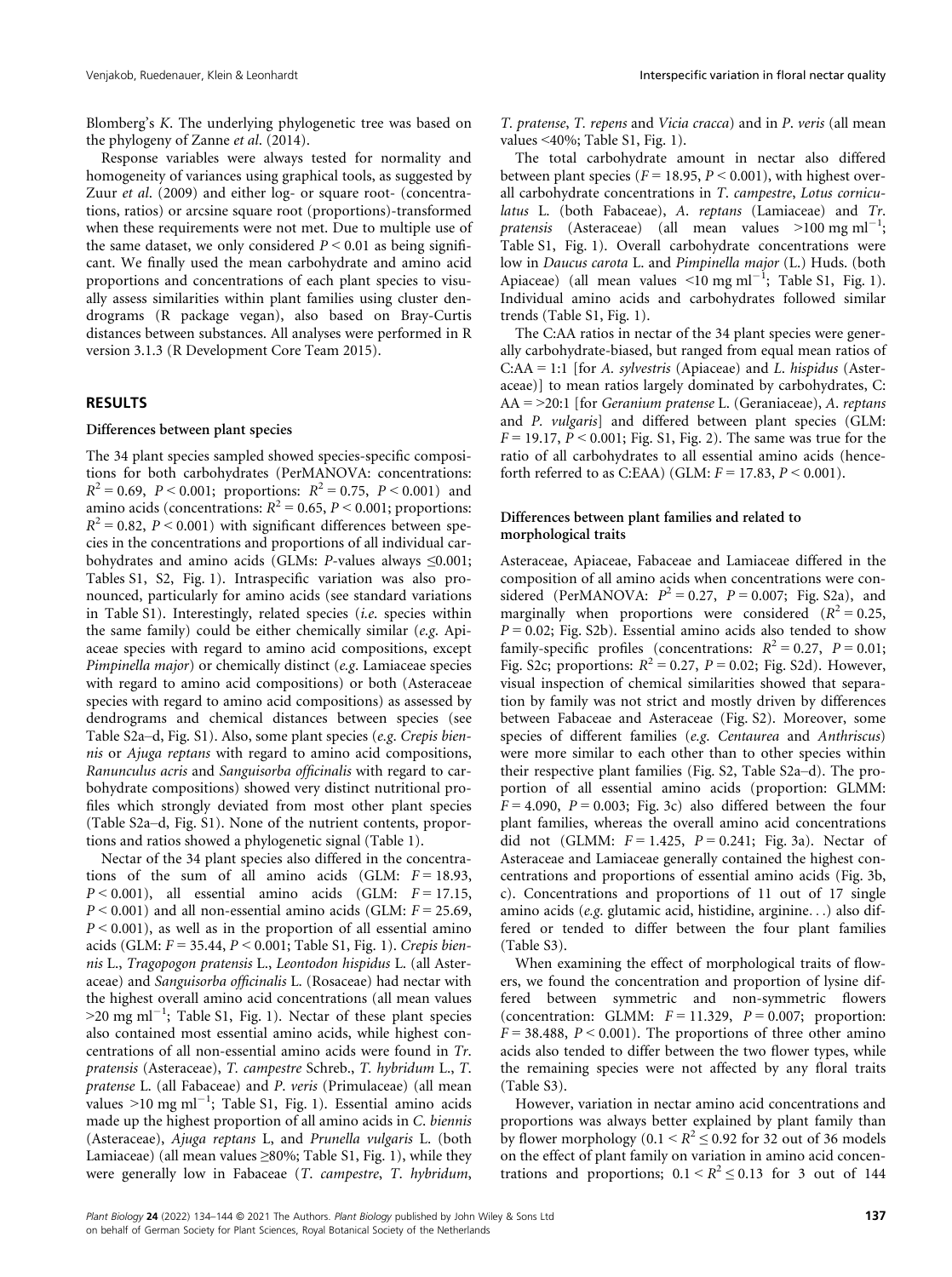Blomberg's K. The underlying phylogenetic tree was based on the phylogeny of Zanne *et al.* (2014).

Response variables were always tested for normality and homogeneity of variances using graphical tools, as suggested by Zuur *et al.* (2009) and either log- or square root- (concentrations, ratios) or arcsine square root (proportions)-transformed when these requirements were not met. Due to multiple use of the same dataset, we only considered $P < 0.01$ as being significant. We finally used the mean carbohydrate and amino acid proportions and concentrations of each plant species to visually assess similarities within plant families using cluster dendrograms (R package vegan), also based on Bray-Curtis distances between substances. All analyses were performed in R version 3.1.3 (R Development Core Team 2015).

## RESULTS

### Differences between plant species

The 34 plant species sampled showed species-specific compositions for both carbohydrates (PerMANOVA: concentrations: $R^2 = 0.69$, $P < 0.001$; proportions: $R^2 = 0.75$, $P < 0.001$) and amino acids (concentrations: $R^2 = 0.65$, $P < 0.001$; proportions: $R^2 = 0.82$, $P < 0.001$) with significant differences between species in the concentrations and proportions of all individual carbohydrates and amino acids (GLMs: *P*-values always $\leq 0.001$; Tables S1, S2, Fig. 1). Intraspecific variation was also pronounced, particularly for amino acids (see standard variations in Table S1). Interestingly, related species (*i.e.* species within the same family) could be either chemically similar (*e.g.* Apiaceae species with regard to amino acid compositions, except *Pimpinella major*) or chemically distinct (*e.g.* Lamiaceae species with regard to amino acid compositions) or both (Asteraceae species with regard to amino acid compositions) as assessed by dendrograms and chemical distances between species (see Table S2a–d, Fig. S1). Also, some plant species (*e.g. Crepis biennis* or *Ajuga reptans* with regard to amino acid compositions, *Ranunculus acris* and *Sanguisorba officinalis* with regard to carbohydrate compositions) showed very distinct nutritional profiles which strongly deviated from most other plant species (Table S2a–d, Fig. S1). None of the nutrient contents, proportions and ratios showed a phylogenetic signal (Table 1).

Nectar of the 34 plant species also differed in the concentrations of the sum of all amino acids (GLM: $F = 18.93$, $P < 0.001$), all essential amino acids (GLM: $F = 17.15$, $P < 0.001$) and all non-essential amino acids (GLM: $F = 25.69$, $P < 0.001$), as well as in the proportion of all essential amino acids (GLM: $F = 35.44$, $P < 0.001$; Table S1, Fig. 1). *Crepis biennis* L., *Tragopogon pratensis* L., *Leontodon hispidus* L. (all Asteraceae) and *Sanguisorba officinalis* L. (Rosaceae) had nectar with the highest overall amino acid concentrations (all mean values $>20$ mg ml$^{-1}$; Table S1, Fig. 1). Nectar of these plant species also contained most essential amino acids, while highest concentrations of all non-essential amino acids were found in *Tr. pratensis* (Asteraceae), *T. campestre* Schreb., *T. hybridum* L., *T. pratense* L. (all Fabaceae) and *P. veris* (Primulaceae) (all mean values $>10$ mg ml$^{-1}$; Table S1, Fig. 1). Essential amino acids made up the highest proportion of all amino acids in *C. biennis* (Asteraceae), *Ajuga reptans* L, and *Prunella vulgaris* L. (both Lamiaceae) (all mean values $\geq$80%; Table S1, Fig. 1), while they were generally low in Fabaceae (*T. campestre*, *T. hybridum*, *T. pratense*, *T. repens* and *Vicia cracca*) and in *P. veris* (all mean values <40%; Table S1, Fig. 1).

The total carbohydrate amount in nectar also differed between plant species ($F = 18.95$, $P < 0.001$), with highest overall carbohydrate concentrations in *T. campestre*, *Lotus corniculatus* L. (both Fabaceae), *A. reptans* (Lamiaceae) and *Tr. pratensis* (Asteraceae) (all mean values $>100$ mg ml$^{-1}$; Table S1, Fig. 1). Overall carbohydrate concentrations were low in *Daucus carota* L. and *Pimpinella major* (L.) Huds. (both Apiaceae) (all mean values $<10$ mg ml$^{-1}$; Table S1, Fig. 1). Individual amino acids and carbohydrates followed similar trends (Table S1, Fig. 1).

The C:AA ratios in nectar of the 34 plant species were generally carbohydrate-biased, but ranged from equal mean ratios of C:AA = 1:1 [for *A. sylvestris* (Apiaceae) and *L. hispidus* (Asteraceae)] to mean ratios largely dominated by carbohydrates, C:AA = >20:1 [for *Geranium pratense* L. (Geraniaceae), *A. reptans* and *P. vulgaris*] and differed between plant species (GLM: $F = 19.17$, $P < 0.001$; Fig. S1, Fig. 2). The same was true for the ratio of all carbohydrates to all essential amino acids (henceforth referred to as C:EAA) (GLM: $F = 17.83$, $P < 0.001$).

### Differences between plant families and related to morphological traits

Asteraceae, Apiaceae, Fabaceae and Lamiaceae differed in the composition of all amino acids when concentrations were considered (PerMANOVA: $P^2 = 0.27$, $P = 0.007$; Fig. S2a), and marginally when proportions were considered ($R^2 = 0.25$, $P = 0.02$; Fig. S2b). Essential amino acids also tended to show family-specific profiles (concentrations: $R^2 = 0.27$, $P = 0.01$; Fig. S2c; proportions: $R^2 = 0.27$, $P = 0.02$; Fig. S2d). However, visual inspection of chemical similarities showed that separation by family was not strict and mostly driven by differences between Fabaceae and Asteraceae (Fig. S2). Moreover, some species of different families (*e.g. Centaurea* and *Anthriscus*) were more similar to each other than to other species within their respective plant families (Fig. S2, Table S2a–d). The proportion of all essential amino acids (proportion: GLMM: $F = 4.090$, $P = 0.003$; Fig. 3c) also differed between the four plant families, whereas the overall amino acid concentrations did not (GLMM: $F = 1.425$, $P = 0.241$; Fig. 3a). Nectar of Asteraceae and Lamiaceae generally contained the highest concentrations and proportions of essential amino acids (Fig. 3b, c). Concentrations and proportions of 11 out of 17 single amino acids (*e.g.* glutamic acid, histidine, arginine…) also differed or tended to differ between the four plant families (Table S3).

When examining the effect of morphological traits of flowers, we found the concentration and proportion of lysine differed between symmetric and non-symmetric flowers (concentration: GLMM: $F = 11.329$, $P = 0.007$; proportion: $F = 38.488$, $P < 0.001$). The proportions of three other amino acids also tended to differ between the two flower types, while the remaining species were not affected by any floral traits (Table S3).

However, variation in nectar amino acid concentrations and proportions was always better explained by plant family than by flower morphology ($0.1 < R^2 \leq 0.92$ for 32 out of 36 models on the effect of plant family on variation in amino acid concentrations and proportions; $0.1 < R^2 \leq 0.13$ for 3 out of 144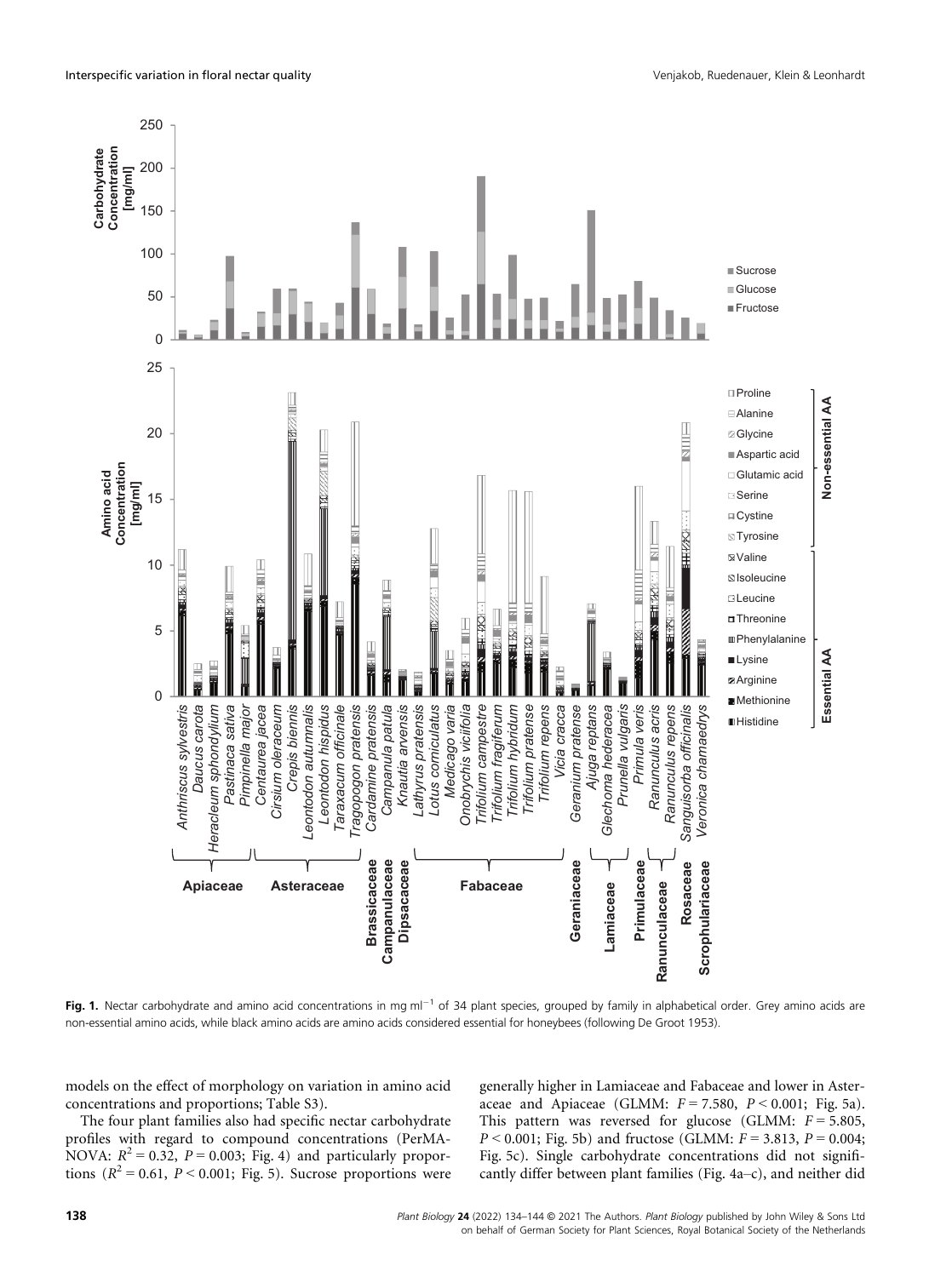Fig. 1. Nectar carbohydrate and amino acid concentrations in mg ml$^{-1}$ of 34 plant species, grouped by family in alphabetical order. Grey amino acids are non-essential amino acids, while black amino acids are amino acids considered essential for honeybees (following De Groot 1953).

models on the effect of morphology on variation in amino acid concentrations and proportions; Table S3).

The four plant families also had specific nectar carbohydrate profiles with regard to compound concentrations (PerMANOVA: $R^2 = 0.32$, $P = 0.003$; Fig. 4) and particularly proportions ($R^2 = 0.61$, $P < 0.001$; Fig. 5). Sucrose proportions were generally higher in Lamiaceae and Fabaceae and lower in Asteraceae and Apiaceae (GLMM: $F = 7.580$, $P < 0.001$; Fig. 5a). This pattern was reversed for glucose (GLMM: $F = 5.805$, $P < 0.001$; Fig. 5b) and fructose (GLMM: $F = 3.813$, $P = 0.004$; Fig. 5c). Single carbohydrate concentrations did not significantly differ between plant families (Fig. 4a–c), and neither did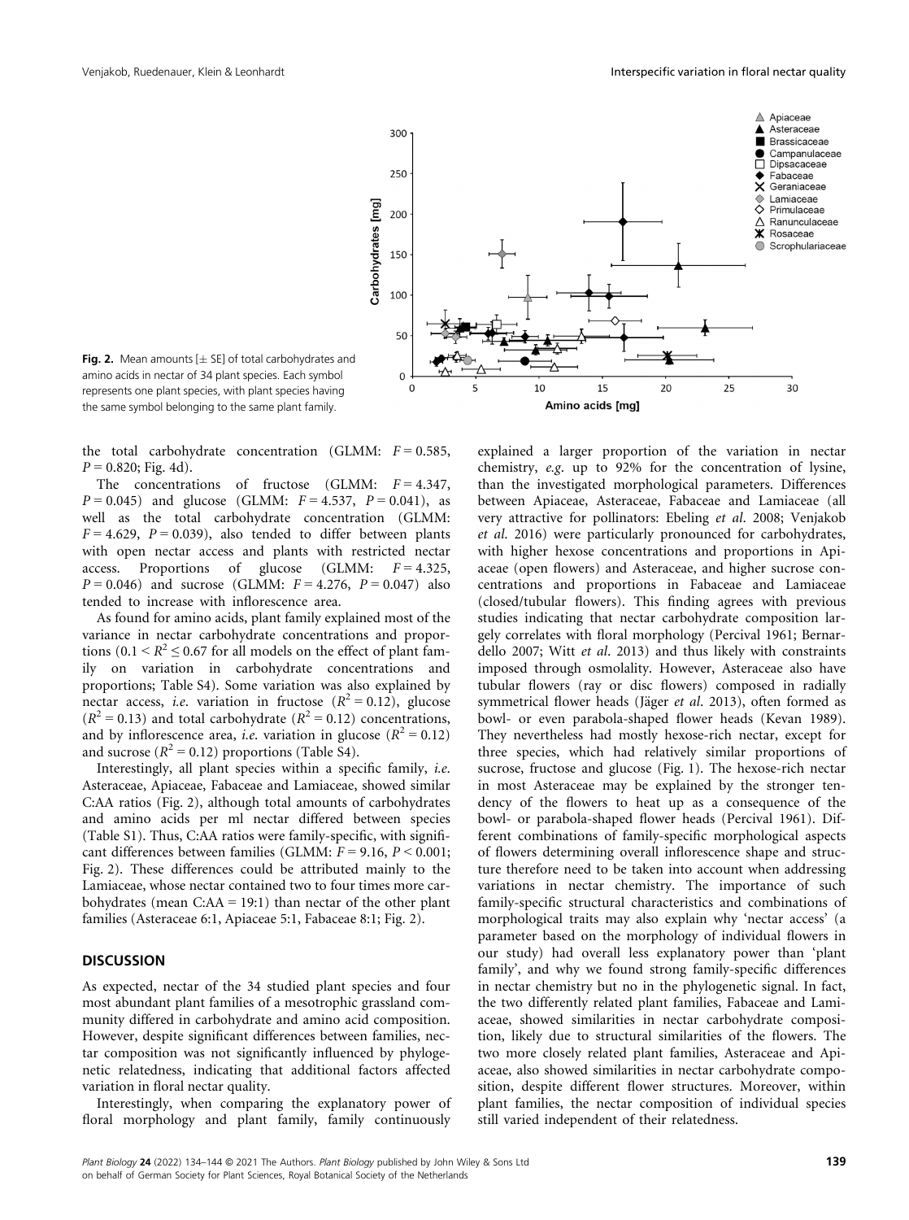Fig. 2. Mean amounts [± SE] of total carbohydrates and amino acids in nectar of 34 plant species. Each symbol represents one plant species, with plant species having the same symbol belonging to the same plant family.

the total carbohydrate concentration (GLMM: $F = 0.585$, $P = 0.820$; Fig. 4d).

The concentrations of fructose (GLMM: $F = 4.347$, $P = 0.045$) and glucose (GLMM: $F = 4.537$, $P = 0.041$), as well as the total carbohydrate concentration (GLMM: $F = 4.629$, $P = 0.039$), also tended to differ between plants with open nectar access and plants with restricted nectar access. Proportions of glucose (GLMM: $F = 4.325$, $P = 0.046$) and sucrose (GLMM: $F = 4.276$, $P = 0.047$) also tended to increase with inflorescence area.

As found for amino acids, plant family explained most of the variance in nectar carbohydrate concentrations and proportions ($0.1 < R^2 \leq 0.67$ for all models on the effect of plant family on variation in carbohydrate concentrations and proportions; Table S4). Some variation was also explained by nectar access, *i.e.* variation in fructose ($R^2 = 0.12$), glucose ($R^2 = 0.13$) and total carbohydrate ($R^2 = 0.12$) concentrations, and by inflorescence area, *i.e.* variation in glucose ($R^2 = 0.12$) and sucrose ($R^2 = 0.12$) proportions (Table S4).

Interestingly, all plant species within a specific family, *i.e.* Asteraceae, Apiaceae, Fabaceae and Lamiaceae, showed similar C:AA ratios (Fig. 2), although total amounts of carbohydrates and amino acids per ml nectar differed between species (Table S1). Thus, C:AA ratios were family-specific, with significant differences between families (GLMM: $F = 9.16$, $P < 0.001$; Fig. 2). These differences could be attributed mainly to the Lamiaceae, whose nectar contained two to four times more carbohydrates (mean C:AA = 19:1) than nectar of the other plant families (Asteraceae 6:1, Apiaceae 5:1, Fabaceae 8:1; Fig. 2).

## DISCUSSION

As expected, nectar of the 34 studied plant species and four most abundant plant families of a mesotrophic grassland community differed in carbohydrate and amino acid composition. However, despite significant differences between families, nectar composition was not significantly influenced by phylogenetic relatedness, indicating that additional factors affected variation in floral nectar quality.

Interestingly, when comparing the explanatory power of floral morphology and plant family, family continuously explained a larger proportion of the variation in nectar chemistry, *e.g.* up to 92% for the concentration of lysine, than the investigated morphological parameters. Differences between Apiaceae, Asteraceae, Fabaceae and Lamiaceae (all very attractive for pollinators: Ebeling *et al.* 2008; Venjakob *et al.* 2016) were particularly pronounced for carbohydrates, with higher hexose concentrations and proportions in Apiaceae (open flowers) and Asteraceae, and higher sucrose concentrations and proportions in Fabaceae and Lamiaceae (closed/tubular flowers). This finding agrees with previous studies indicating that nectar carbohydrate composition largely correlates with floral morphology (Percival 1961; Bernardello 2007; Witt *et al.* 2013) and thus likely with constraints imposed through osmolality. However, Asteraceae also have tubular flowers (ray or disc flowers) composed in radially symmetrical flower heads (Jäger *et al.* 2013), often formed as bowl- or even parabola-shaped flower heads (Kevan 1989). They nevertheless had mostly hexose-rich nectar, except for three species, which had relatively similar proportions of sucrose, fructose and glucose (Fig. 1). The hexose-rich nectar in most Asteraceae may be explained by the stronger tendency of the flowers to heat up as a consequence of the bowl- or parabola-shaped flower heads (Percival 1961). Different combinations of family-specific morphological aspects of flowers determining overall inflorescence shape and structure therefore need to be taken into account when addressing variations in nectar chemistry. The importance of such family-specific structural characteristics and combinations of morphological traits may also explain why 'nectar access' (a parameter based on the morphology of individual flowers in our study) had overall less explanatory power than 'plant family', and why we found strong family-specific differences in nectar chemistry but no in the phylogenetic signal. In fact, the two differently related plant families, Fabaceae and Lamiaceae, showed similarities in nectar carbohydrate composition, likely due to structural similarities of the flowers. The two more closely related plant families, Asteraceae and Apiaceae, also showed similarities in nectar carbohydrate composition, despite different flower structures. Moreover, within plant families, the nectar composition of individual species still varied independent of their relatedness.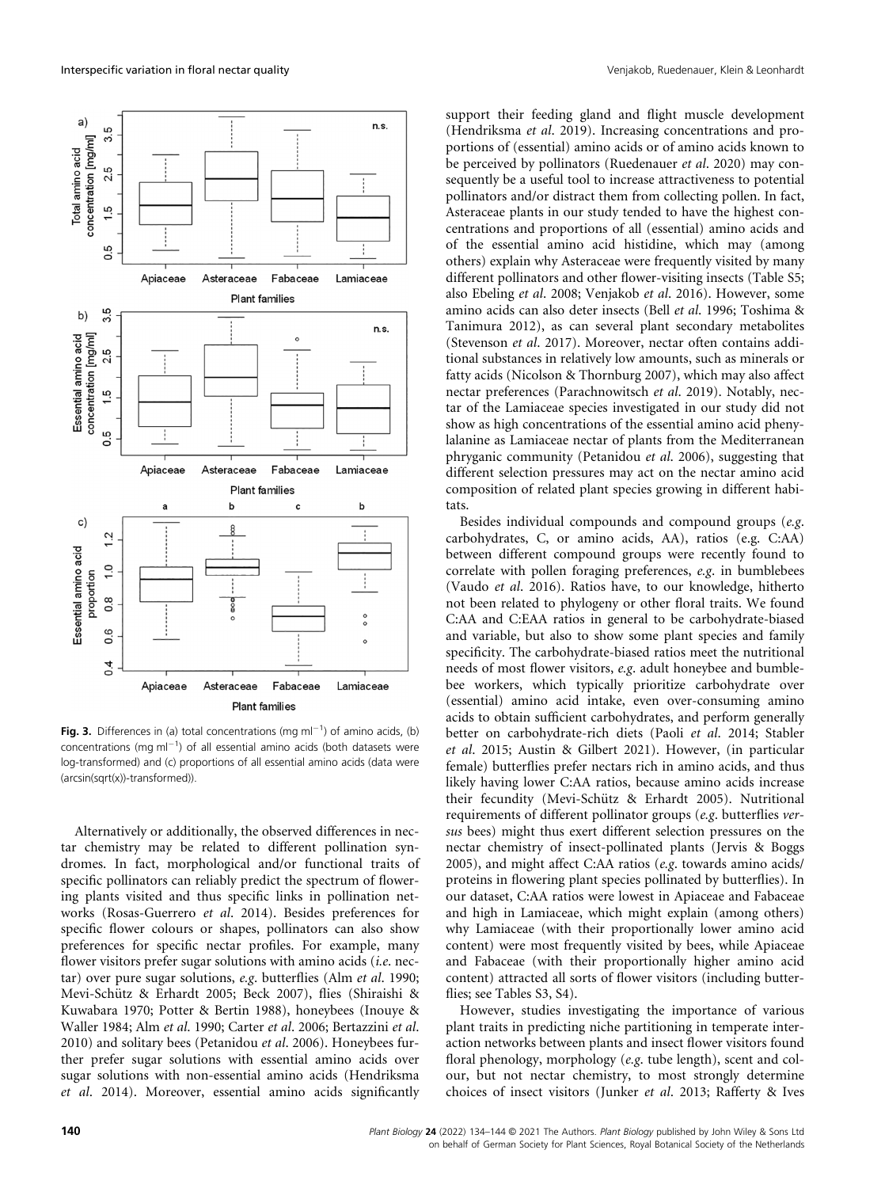**Fig. 3.** Differences in (a) total concentrations (mg ml$^{-1}$) of amino acids, (b) concentrations (mg ml$^{-1}$) of all essential amino acids (both datasets were log-transformed) and (c) proportions of all essential amino acids (data were (arcsin(sqrt(x))-transformed)).

Alternatively or additionally, the observed differences in nectar chemistry may be related to different pollination syndromes. In fact, morphological and/or functional traits of specific pollinators can reliably predict the spectrum of flowering plants visited and thus specific links in pollination networks (Rosas-Guerrero *et al.* 2014). Besides preferences for specific flower colours or shapes, pollinators can also show preferences for specific nectar profiles. For example, many flower visitors prefer sugar solutions with amino acids (*i.e.* nectar) over pure sugar solutions, *e.g.* butterflies (Alm *et al.* 1990; Mevi-Schütz & Erhardt 2005; Beck 2007), flies (Shiraishi & Kuwabara 1970; Potter & Bertin 1988), honeybees (Inouye & Waller 1984; Alm *et al.* 1990; Carter *et al.* 2006; Bertazzini *et al.* 2010) and solitary bees (Petanidou *et al.* 2006). Honeybees further prefer sugar solutions with essential amino acids over sugar solutions with non-essential amino acids (Hendriksma *et al.* 2014). Moreover, essential amino acids significantly support their feeding gland and flight muscle development (Hendriksma *et al.* 2019). Increasing concentrations and proportions of (essential) amino acids or of amino acids known to be perceived by pollinators (Ruedenauer *et al.* 2020) may consequently be a useful tool to increase attractiveness to potential pollinators and/or distract them from collecting pollen. In fact, Asteraceae plants in our study tended to have the highest concentrations and proportions of all (essential) amino acids and of the essential amino acid histidine, which may (among others) explain why Asteraceae were frequently visited by many different pollinators and other flower-visiting insects (Table S5; also Ebeling *et al.* 2008; Venjakob *et al.* 2016). However, some amino acids can also deter insects (Bell *et al.* 1996; Toshima & Tanimura 2012), as can several plant secondary metabolites (Stevenson *et al.* 2017). Moreover, nectar often contains additional substances in relatively low amounts, such as minerals or fatty acids (Nicolson & Thornburg 2007), which may also affect nectar preferences (Parachnowitsch *et al.* 2019). Notably, nectar of the Lamiaceae species investigated in our study did not show as high concentrations of the essential amino acid phenylalanine as Lamiaceae nectar of plants from the Mediterranean phryganic community (Petanidou *et al.* 2006), suggesting that different selection pressures may act on the nectar amino acid composition of related plant species growing in different habitats.

Besides individual compounds and compound groups (*e.g.* carbohydrates, C, or amino acids, AA), ratios (e.g. C:AA) between different compound groups were recently found to correlate with pollen foraging preferences, *e.g.* in bumblebees (Vaudo *et al.* 2016). Ratios have, to our knowledge, hitherto not been related to phylogeny or other floral traits. We found C:AA and C:EAA ratios in general to be carbohydrate-biased and variable, but also to show some plant species and family specificity. The carbohydrate-biased ratios meet the nutritional needs of most flower visitors, *e.g.* adult honeybee and bumblebee workers, which typically prioritize carbohydrate over (essential) amino acid intake, even over-consuming amino acids to obtain sufficient carbohydrates, and perform generally better on carbohydrate-rich diets (Paoli *et al.* 2014; Stabler *et al.* 2015; Austin & Gilbert 2021). However, (in particular female) butterflies prefer nectars rich in amino acids, and thus likely having lower C:AA ratios, because amino acids increase their fecundity (Mevi-Schütz & Erhardt 2005). Nutritional requirements of different pollinator groups (*e.g.* butterflies *versus* bees) might thus exert different selection pressures on the nectar chemistry of insect-pollinated plants (Jervis & Boggs 2005), and might affect C:AA ratios (*e.g.* towards amino acids/proteins in flowering plant species pollinated by butterflies). In our dataset, C:AA ratios were lowest in Apiaceae and Fabaceae and high in Lamiaceae, which might explain (among others) why Lamiaceae (with their proportionally lower amino acid content) were most frequently visited by bees, while Apiaceae and Fabaceae (with their proportionally higher amino acid content) attracted all sorts of flower visitors (including butterflies; see Tables S3, S4).

However, studies investigating the importance of various plant traits in predicting niche partitioning in temperate interaction networks between plants and insect flower visitors found floral phenology, morphology (*e.g.* tube length), scent and colour, but not nectar chemistry, to most strongly determine choices of insect visitors (Junker *et al.* 2013; Rafferty & Ives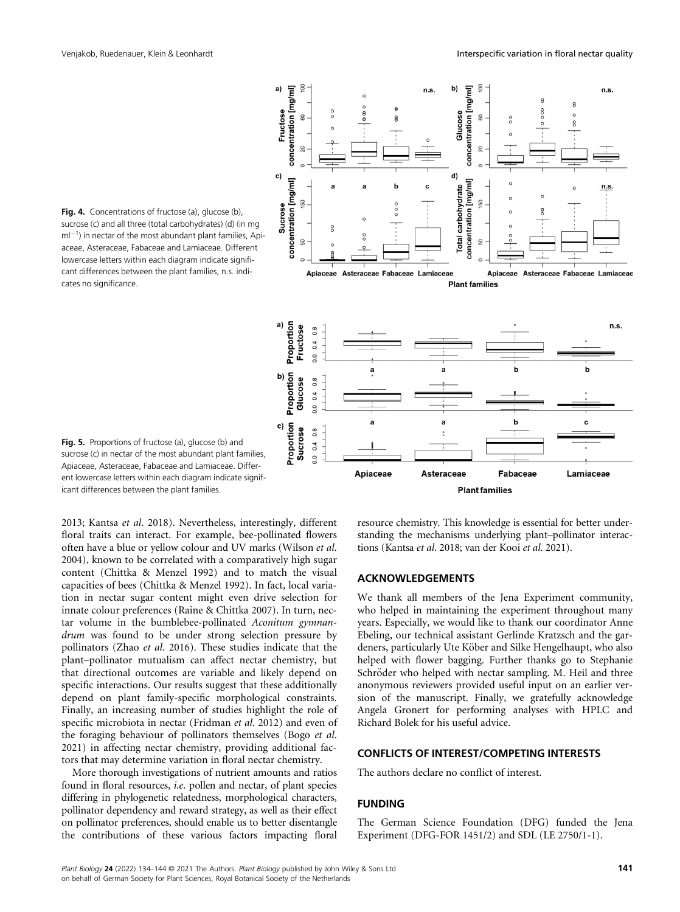**Fig. 4.** Concentrations of fructose (a), glucose (b), sucrose (c) and all three (total carbohydrates) (d) (in mg ml$^{-1}$) in nectar of the most abundant plant families, Apiaceae, Asteraceae, Fabaceae and Lamiaceae. Different lowercase letters within each diagram indicate significant differences between the plant families, n.s. indicates no significance.

**Fig. 5.** Proportions of fructose (a), glucose (b) and sucrose (c) in nectar of the most abundant plant families, Apiaceae, Asteraceae, Fabaceae and Lamiaceae. Different lowercase letters within each diagram indicate significant differences between the plant families.

2013; Kantsa *et al*. 2018). Nevertheless, interestingly, different floral traits can interact. For example, bee-pollinated flowers often have a blue or yellow colour and UV marks (Wilson *et al*. 2004), known to be correlated with a comparatively high sugar content (Chittka & Menzel 1992) and to match the visual capacities of bees (Chittka & Menzel 1992). In fact, local variation in nectar sugar content might even drive selection for innate colour preferences (Raine & Chittka 2007). In turn, nectar volume in the bumblebee-pollinated *Aconitum gymnandrum* was found to be under strong selection pressure by pollinators (Zhao *et al*. 2016). These studies indicate that the plant–pollinator mutualism can affect nectar chemistry, but that directional outcomes are variable and likely depend on specific interactions. Our results suggest that these additionally depend on plant family-specific morphological constraints. Finally, an increasing number of studies highlight the role of specific microbiota in nectar (Fridman *et al*. 2012) and even of the foraging behaviour of pollinators themselves (Bogo *et al*. 2021) in affecting nectar chemistry, providing additional factors that may determine variation in floral nectar chemistry.

More thorough investigations of nutrient amounts and ratios found in floral resources, *i.e*. pollen and nectar, of plant species differing in phylogenetic relatedness, morphological characters, pollinator dependency and reward strategy, as well as their effect on pollinator preferences, should enable us to better disentangle the contributions of these various factors impacting floral resource chemistry. This knowledge is essential for better understanding the mechanisms underlying plant–pollinator interactions (Kantsa *et al*. 2018; van der Kooi *et al*. 2021).

## ACKNOWLEDGEMENTS

We thank all members of the Jena Experiment community, who helped in maintaining the experiment throughout many years. Especially, we would like to thank our coordinator Anne Ebeling, our technical assistant Gerlinde Kratzsch and the gardeners, particularly Ute Köber and Silke Hengelhaupt, who also helped with flower bagging. Further thanks go to Stephanie Schröder who helped with nectar sampling. M. Heil and three anonymous reviewers provided useful input on an earlier version of the manuscript. Finally, we gratefully acknowledge Angela Gronert for performing analyses with HPLC and Richard Bolek for his useful advice.

## CONFLICTS OF INTEREST/COMPETING INTERESTS

The authors declare no conflict of interest.

## FUNDING

The German Science Foundation (DFG) funded the Jena Experiment (DFG-FOR 1451/2) and SDL (LE 2750/1-1).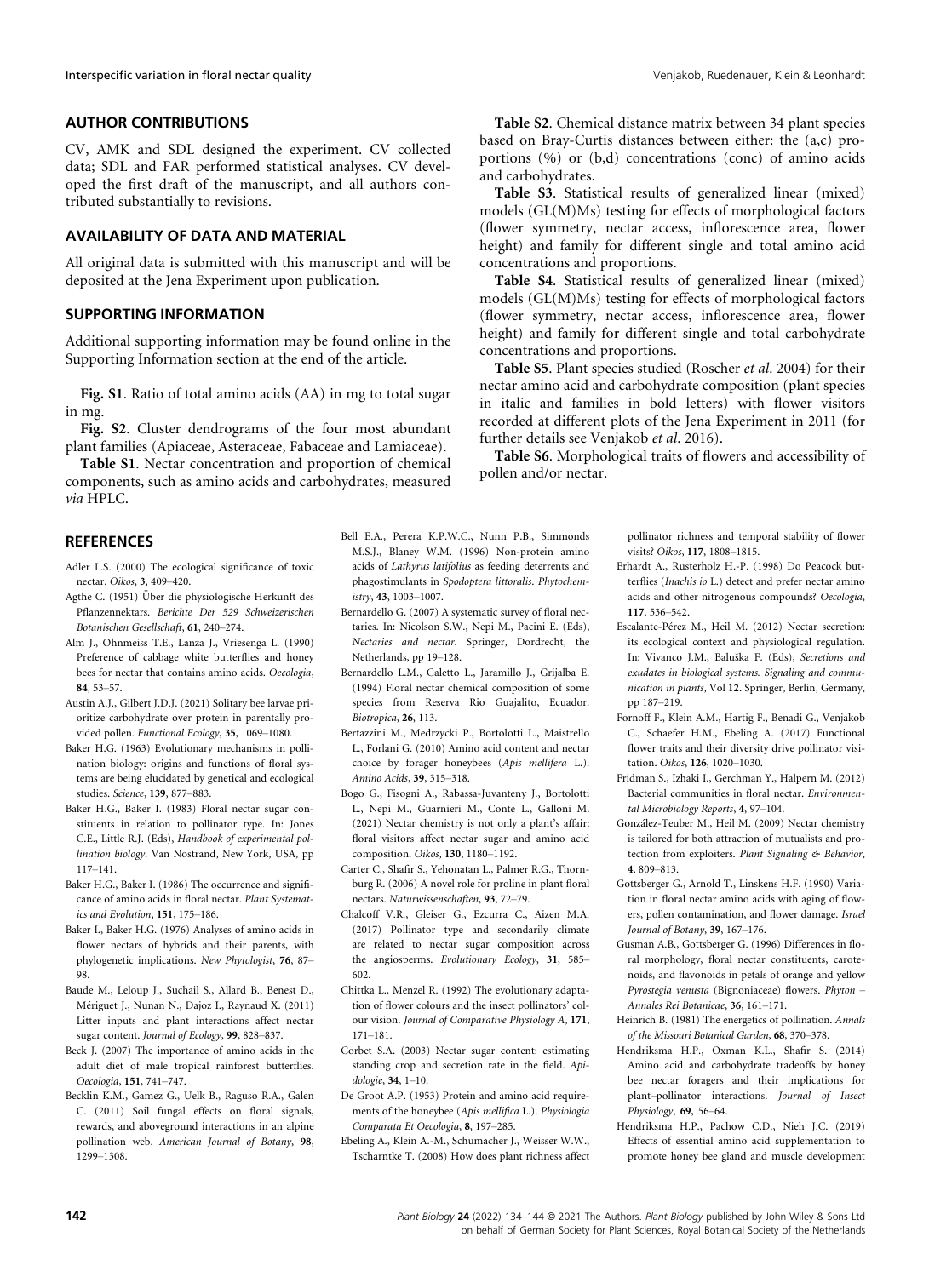## AUTHOR CONTRIBUTIONS

CV, AMK and SDL designed the experiment. CV collected data; SDL and FAR performed statistical analyses. CV developed the first draft of the manuscript, and all authors contributed substantially to revisions.

## AVAILABILITY OF DATA AND MATERIAL

All original data is submitted with this manuscript and will be deposited at the Jena Experiment upon publication.

## SUPPORTING INFORMATION

Additional supporting information may be found online in the Supporting Information section at the end of the article.

**Fig. S1**. Ratio of total amino acids (AA) in mg to total sugar in mg.

**Fig. S2**. Cluster dendrograms of the four most abundant plant families (Apiaceae, Asteraceae, Fabaceae and Lamiaceae).

**Table S1**. Nectar concentration and proportion of chemical components, such as amino acids and carbohydrates, measured *via* HPLC.

**Table S2**. Chemical distance matrix between 34 plant species based on Bray-Curtis distances between either: the (a,c) proportions (%) or (b,d) concentrations (conc) of amino acids and carbohydrates.

**Table S3**. Statistical results of generalized linear (mixed) models (GL(M)Ms) testing for effects of morphological factors (flower symmetry, nectar access, inflorescence area, flower height) and family for different single and total amino acid concentrations and proportions.

**Table S4**. Statistical results of generalized linear (mixed) models (GL(M)Ms) testing for effects of morphological factors (flower symmetry, nectar access, inflorescence area, flower height) and family for different single and total carbohydrate concentrations and proportions.

**Table S5**. Plant species studied (Roscher *et al*. 2004) for their nectar amino acid and carbohydrate composition (plant species in italic and families in bold letters) with flower visitors recorded at different plots of the Jena Experiment in 2011 (for further details see Venjakob *et al*. 2016).

**Table S6**. Morphological traits of flowers and accessibility of pollen and/or nectar.

## REFERENCES

Adler L.S. (2000) The ecological significance of toxic nectar. *Oikos*, **3**, 409–420.

Agthe C. (1951) Über die physiologische Herkunft des Pflanzennektars. *Berichte Der 529 Schweizerischen Botanischen Gesellschaft*, **61**, 240–274.

Alm J., Ohnmeiss T.E., Lanza J., Vriesenga L. (1990) Preference of cabbage white butterflies and honey bees for nectar that contains amino acids. *Oecologia*, **84**, 53–57.

Austin A.J., Gilbert J.D.J. (2021) Solitary bee larvae prioritize carbohydrate over protein in parentally provided pollen. *Functional Ecology*, **35**, 1069–1080.

Baker H.G. (1963) Evolutionary mechanisms in pollination biology: origins and functions of floral systems are being elucidated by genetical and ecological studies. *Science*, **139**, 877–883.

Baker H.G., Baker I. (1983) Floral nectar sugar constituents in relation to pollinator type. In: Jones C.E., Little R.J. (Eds), *Handbook of experimental pollination biology*. Van Nostrand, New York, USA, pp 117–141.

Baker H.G., Baker I. (1986) The occurrence and significance of amino acids in floral nectar. *Plant Systematics and Evolution*, **151**, 175–186.

Baker I., Baker H.G. (1976) Analyses of amino acids in flower nectars of hybrids and their parents, with phylogenetic implications. *New Phytologist*, **76**, 87–98.

Baude M., Leloup J., Suchail S., Allard B., Benest D., Mériguet J., Nunan N., Dajoz I., Raynaud X. (2011) Litter inputs and plant interactions affect nectar sugar content. *Journal of Ecology*, **99**, 828–837.

Beck J. (2007) The importance of amino acids in the adult diet of male tropical rainforest butterflies. *Oecologia*, **151**, 741–747.

Becklin K.M., Gamez G., Uelk B., Raguso R.A., Galen C. (2011) Soil fungal effects on floral signals, rewards, and aboveground interactions in an alpine pollination web. *American Journal of Botany*, **98**, 1299–1308.

Bell E.A., Perera K.P.W.C., Nunn P.B., Simmonds M.S.J., Blaney W.M. (1996) Non-protein amino acids of *Lathyrus latifolius* as feeding deterrents and phagostimulants in *Spodoptera littoralis*. *Phytochemistry*, **43**, 1003–1007.

Bernardello G. (2007) A systematic survey of floral nectaries. In: Nicolson S.W., Nepi M., Pacini E. (Eds), *Nectaries and nectar*. Springer, Dordrecht, the Netherlands, pp 19–128.

Bernardello L.M., Galetto L., Jaramillo J., Grijalba E. (1994) Floral nectar chemical composition of some species from Reserva Rio Guajalito, Ecuador. *Biotropica*, **26**, 113.

Bertazzini M., Medrzycki P., Bortolotti L., Maistrello L., Forlani G. (2010) Amino acid content and nectar choice by forager honeybees (*Apis mellifera* L.). *Amino Acids*, **39**, 315–318.

Bogo G., Fisogni A., Rabassa-Juvanteny J., Bortolotti L., Nepi M., Guarnieri M., Conte L., Galloni M. (2021) Nectar chemistry is not only a plant's affair: floral visitors affect nectar sugar and amino acid composition. *Oikos*, **130**, 1180–1192.

Carter C., Shafir S., Yehonatan L., Palmer R.G., Thornburg R. (2006) A novel role for proline in plant floral nectars. *Naturwissenschaften*, **93**, 72–79.

Chalcoff V.R., Gleiser G., Ezcurra C., Aizen M.A. (2017) Pollinator type and secondarily climate are related to nectar sugar composition across the angiosperms. *Evolutionary Ecology*, **31**, 585–602.

Chittka L., Menzel R. (1992) The evolutionary adaptation of flower colours and the insect pollinators' colour vision. *Journal of Comparative Physiology A*, **171**, 171–181.

Corbet S.A. (2003) Nectar sugar content: estimating standing crop and secretion rate in the field. *Apidologie*, **34**, 1–10.

De Groot A.P. (1953) Protein and amino acid requirements of the honeybee (*Apis mellifica* L.). *Physiologia Comparata Et Oecologia*, **8**, 197–285.

Ebeling A., Klein A.-M., Schumacher J., Weisser W.W., Tscharntke T. (2008) How does plant richness affect pollinator richness and temporal stability of flower visits? *Oikos*, **117**, 1808–1815.

Erhardt A., Rusterholz H.-P. (1998) Do Peacock butterflies (*Inachis io* L.) detect and prefer nectar amino acids and other nitrogenous compounds? *Oecologia*, **117**, 536–542.

Escalante-Pérez M., Heil M. (2012) Nectar secretion: its ecological context and physiological regulation. In: Vivanco J.M., Baluška F. (Eds), *Secretions and exudates in biological systems. Signaling and communication in plants*, Vol **12**. Springer, Berlin, Germany, pp 187–219.

Fornoff F., Klein A.M., Hartig F., Benadi G., Venjakob C., Schaefer H.M., Ebeling A. (2017) Functional flower traits and their diversity drive pollinator visitation. *Oikos*, **126**, 1020–1030.

Fridman S., Izhaki I., Gerchman Y., Halpern M. (2012) Bacterial communities in floral nectar. *Environmental Microbiology Reports*, **4**, 97–104.

González-Teuber M., Heil M. (2009) Nectar chemistry is tailored for both attraction of mutualists and protection from exploiters. *Plant Signaling & Behavior*, **4**, 809–813.

Gottsberger G., Arnold T., Linskens H.F. (1990) Variation in floral nectar amino acids with aging of flowers, pollen contamination, and flower damage. *Israel Journal of Botany*, **39**, 167–176.

Gusman A.B., Gottsberger G. (1996) Differences in floral morphology, floral nectar constituents, carotenoids, and flavonoids in petals of orange and yellow *Pyrostegia venusta* (Bignoniaceae) flowers. *Phyton – Annales Rei Botanicae*, **36**, 161–171.

Heinrich B. (1981) The energetics of pollination. *Annals of the Missouri Botanical Garden*, **68**, 370–378.

Hendriksma H.P., Oxman K.L., Shafir S. (2014) Amino acid and carbohydrate tradeoffs by honey bee nectar foragers and their implications for plant–pollinator interactions. *Journal of Insect Physiology*, **69**, 56–64.

Hendriksma H.P., Pachow C.D., Nieh J.C. (2019) Effects of essential amino acid supplementation to promote honey bee gland and muscle development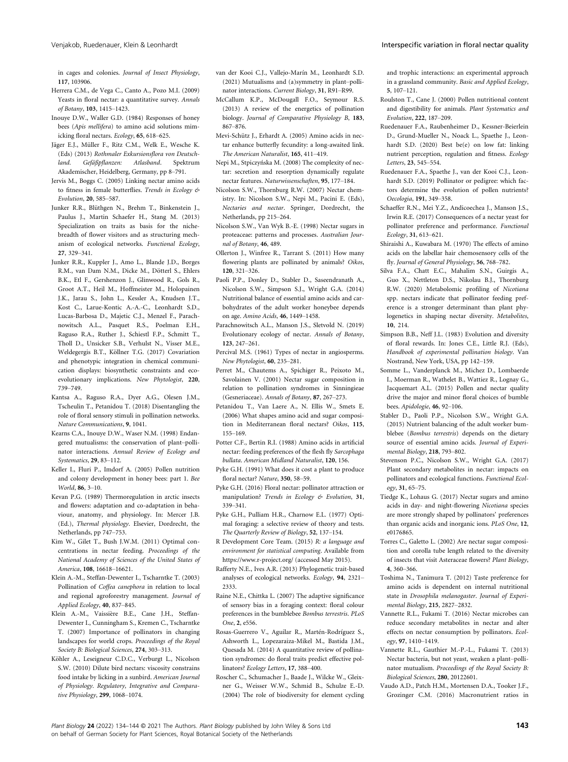in cages and colonies. *Journal of Insect Physiology*, **117**, 103906.

Herrera C.M., de Vega C., Canto A., Pozo M.I. (2009) Yeasts in floral nectar: a quantitative survey. *Annals of Botany*, **103**, 1415–1423.

Inouye D.W., Waller G.D. (1984) Responses of honey bees (*Apis mellifera*) to amino acid solutions mimicking floral nectars. *Ecology*, **65**, 618–625.

Jäger E.J., Müller F., Ritz C.M., Welk E., Wesche K. (Eds) (2013) *Rothmaler Exkursionsflora von Deutschland. Gefäßpflanzen: Atlasband*. Spektrum Akademischer, Heidelberg, Germany, pp 8–791.

Jervis M., Boggs C. (2005) Linking nectar amino acids to fitness in female butterflies. *Trends in Ecology & Evolution*, **20**, 585–587.

Junker R.R., Blüthgen N., Brehm T., Binkenstein J., Paulus J., Martin Schaefer H., Stang M. (2013) Specialization on traits as basis for the niche-breadth of flower visitors and as structuring mechanism of ecological networks. *Functional Ecology*, **27**, 329–341.

Junker R.R., Kuppler J., Amo L., Blande J.D., Borges R.M., van Dam N.M., Dicke M., Dötterl S., Ehlers B.K., Etl F., Gershenzon J., Glinwood R., Gols R., Groot A.T., Heil M., Hoffmeister M., Holopainen J.K., Jarau S., John L., Kessler A., Knudsen J.T., Kost C., Larue-Kontic A.-A.-C., Leonhardt S.D., Lucas-Barbosa D., Majetic C.J., Menzel F., Parachnowitsch A.L., Pasquet R.S., Poelman E.H., Raguso R.A., Ruther J., Schiestl F.P., Schmitt T., Tholl D., Unsicker S.B., Verhulst N., Visser M.E., Weldegergis B.T., Köllner T.G. (2017) Covariation and phenotypic integration in chemical communication displays: biosynthetic constraints and eco-evolutionary implications. *New Phytologist*, **220**, 739–749.

Kantsa A., Raguso R.A., Dyer A.G., Olesen J.M., Tscheulin T., Petanidou T. (2018) Disentangling the role of floral sensory stimuli in pollination networks. *Nature Communications*, **9**, 1041.

Kearns C.A., Inouye D.W., Waser N.M. (1998) Endangered mutualisms: the conservation of plant–pollinator interactions. *Annual Review of Ecology and Systematics*, **29**, 83–112.

Keller I., Fluri P., Imdorf A. (2005) Pollen nutrition and colony development in honey bees: part 1. *Bee World*, **86**, 3–10.

Kevan P.G. (1989) Thermoregulation in arctic insects and flowers: adaptation and co-adaptation in behaviour, anatomy, and physiology. In: Mercer J.B. (Ed.), *Thermal physiology*. Elsevier, Dordrecht, the Netherlands, pp 747–753.

Kim W., Gilet T., Bush J.W.M. (2011) Optimal concentrations in nectar feeding. *Proceedings of the National Academy of Sciences of the United States of America*, **108**, 16618–16621.

Klein A.-M., Steffan-Dewenter I., Tscharntke T. (2003) Pollination of *Coffea canephora* in relation to local and regional agroforestry management. *Journal of Applied Ecology*, **40**, 837–845.

Klein A.-M., Vaissière B.E., Cane J.H., Steffan-Dewenter I., Cunningham S., Kremen C., Tscharntke T. (2007) Importance of pollinators in changing landscapes for world crops. *Proceedings of the Royal Society B: Biological Sciences*, **274**, 303–313.

Köhler A., Leseigneur C.D.C., Verburgt L., Nicolson S.W. (2010) Dilute bird nectars: viscosity constrains food intake by licking in a sunbird. *American Journal of Physiology. Regulatory, Integrative and Comparative Physiology*, **299**, 1068–1074.

van der Kooi C.J., Vallejo-Marín M., Leonhardt S.D. (2021) Mutualisms and (a)symmetry in plant–pollinator interactions. *Current Biology*, **31**, R91–R99.

McCallum K.P., McDougall F.O., Seymour R.S. (2013) A review of the energetics of pollination biology. *Journal of Comparative Physiology B*, **183**, 867–876.

Mevi-Schütz J., Erhardt A. (2005) Amino acids in nectar enhance butterfly fecundity: a long-awaited link. *The American Naturalist*, **165**, 411–419.

Nepi M., Stpiczyńska M. (2008) The complexity of nectar: secretion and resorption dynamically regulate nectar features. *Naturwissenschaften*, **95**, 177–184.

Nicolson S.W., Thornburg R.W. (2007) Nectar chemistry. In: Nicolson S.W., Nepi M., Pacini E. (Eds), *Nectaries and nectar*. Springer, Dordrecht, the Netherlands, pp 215–264.

Nicolson S.W., Van Wyk B.-E. (1998) Nectar sugars in proteaceae: patterns and processes. *Australian Journal of Botany*, **46**, 489.

Ollerton J., Winfree R., Tarrant S. (2011) How many flowering plants are pollinated by animals? *Oikos*, **120**, 321–326.

Paoli P.P., Donley D., Stabler D., Saseendranath A., Nicolson S.W., Simpson S.J., Wright G.A. (2014) Nutritional balance of essential amino acids and carbohydrates of the adult worker honeybee depends on age. *Amino Acids*, **46**, 1449–1458.

Parachnowitsch A.L., Manson J.S., Sletvold N. (2019) Evolutionary ecology of nectar. *Annals of Botany*, **123**, 247–261.

Percival M.S. (1961) Types of nectar in angiosperms. *New Phytologist*, **60**, 235–281.

Perret M., Chautems A., Spichiger R., Peixoto M., Savolainen V. (2001) Nectar sugar composition in relation to pollination syndromes in Sinningieae (Gesneriaceae). *Annals of Botany*, **87**, 267–273.

Petanidou T., Van Laere A., N. Ellis W., Smets E. (2006) What shapes amino acid and sugar composition in Mediterranean floral nectars? *Oikos*, **115**, 155–169.

Potter C.F., Bertin R.I. (1988) Amino acids in artificial nectar: feeding preferences of the flesh fly *Sarcophaga bullata*. *American Midland Naturalist*, **120**, 156.

Pyke G.H. (1991) What does it cost a plant to produce floral nectar? *Nature*, **350**, 58–59.

Pyke G.H. (2016) Floral nectar: pollinator attraction or manipulation? *Trends in Ecology & Evolution*, **31**, 339–341.

Pyke G.H., Pulliam H.R., Charnow E.L. (1977) Optimal foraging: a selective review of theory and tests. *The Quarterly Review of Biology*, **52**, 137–154.

R Development Core Team. (2015) *R: a language and environment for statistical computing*. Available from https://www.r-project.org/ (accessed May 2015).

Rafferty N.E., Ives A.R. (2013) Phylogenetic trait-based analyses of ecological networks. *Ecology*, **94**, 2321–2333.

Raine N.E., Chittka L. (2007) The adaptive significance of sensory bias in a foraging context: floral colour preferences in the bumblebee *Bombus terrestris*. *PLoS One*, **2**, e556.

Rosas-Guerrero V., Aguilar R., Martén-Rodríguez S., Ashworth L., Lopezaraiza-Mikel M., Bastida J.M., Quesada M. (2014) A quantitative review of pollination syndromes: do floral traits predict effective pollinators? *Ecology Letters*, **17**, 388–400.

Roscher C., Schumacher J., Baade J., Wilcke W., Gleixner G., Weisser W.W., Schmid B., Schulze E.-D. (2004) The role of biodiversity for element cycling and trophic interactions: an experimental approach in a grassland community. *Basic and Applied Ecology*, **5**, 107–121.

Roulston T., Cane J. (2000) Pollen nutritional content and digestibility for animals. *Plant Systematics and Evolution*, **222**, 187–209.

Ruedenauer F.A., Raubenheimer D., Kessner-Beierlein D., Grund-Mueller N., Noack L., Spaethe J., Leonhardt S.D. (2020) Best be(e) on low fat: linking nutrient perception, regulation and fitness. *Ecology Letters*, **23**, 545–554.

Ruedenauer F.A., Spaethe J., van der Kooi C.J., Leonhardt S.D. (2019) Pollinator or pedigree: which factors determine the evolution of pollen nutrients? *Oecologia*, **191**, 349–358.

Schaeffer R.N., Mei Y.Z., Andicoechea J., Manson J.S., Irwin R.E. (2017) Consequences of a nectar yeast for pollinator preference and performance. *Functional Ecology*, **31**, 613–621.

Shiraishi A., Kuwabara M. (1970) The effects of amino acids on the labellar hair chemosensory cells of the fly. *Journal of General Physiology*, **56**, 768–782.

Silva F.A., Chatt E.C., Mahalim S.N., Guirgis A., Guo X., Nettleton D.S., Nikolau B.J., Thornburg R.W. (2020) Metabolomic profiling of *Nicotiana* spp. nectars indicate that pollinator feeding preference is a stronger determinant than plant phylogenetics in shaping nectar diversity. *Metabolites*, **10**, 214.

Simpson B.B., Neff J.L. (1983) Evolution and diversity of floral rewards. In: Jones C.E., Little R.J. (Eds), *Handbook of experimental pollination biology*. Van Nostrand, New York, USA, pp 142–159.

Somme L., Vanderplanck M., Michez D., Lombaerde I., Moerman R., Wathelet B., Wattiez R., Lognay G., Jacquemart A.L. (2015) Pollen and nectar quality drive the major and minor floral choices of bumble bees. *Apidologie*, **46**, 92–106.

Stabler D., Paoli P.P., Nicolson S.W., Wright G.A. (2015) Nutrient balancing of the adult worker bumblebee (*Bombus terrestris*) depends on the dietary source of essential amino acids. *Journal of Experimental Biology*, **218**, 793–802.

Stevenson P.C., Nicolson S.W., Wright G.A. (2017) Plant secondary metabolites in nectar: impacts on pollinators and ecological functions. *Functional Ecology*, **31**, 65–75.

Tiedge K., Lohaus G. (2017) Nectar sugars and amino acids in day- and night-flowering *Nicotiana* species are more strongly shaped by pollinators' preferences than organic acids and inorganic ions. *PLoS One*, **12**, e0176865.

Torres C., Galetto L. (2002) Are nectar sugar composition and corolla tube length related to the diversity of insects that visit Asteraceae flowers? *Plant Biology*, **4**, 360–366.

Toshima N., Tanimura T. (2012) Taste preference for amino acids is dependent on internal nutritional state in *Drosophila melanogaster*. *Journal of Experimental Biology*, **215**, 2827–2832.

Vannette R.L., Fukami T. (2016) Nectar microbes can reduce secondary metabolites in nectar and alter effects on nectar consumption by pollinators. *Ecology*, **97**, 1410–1419.

Vannette R.L., Gauthier M.-P.-L., Fukami T. (2013) Nectar bacteria, but not yeast, weaken a plant–pollinator mutualism. *Proceedings of the Royal Society B: Biological Sciences*, **280**, 20122601.

Vaudo A.D., Patch H.M., Mortensen D.A., Tooker J.F., Grozinger C.M. (2016) Macronutrient ratios in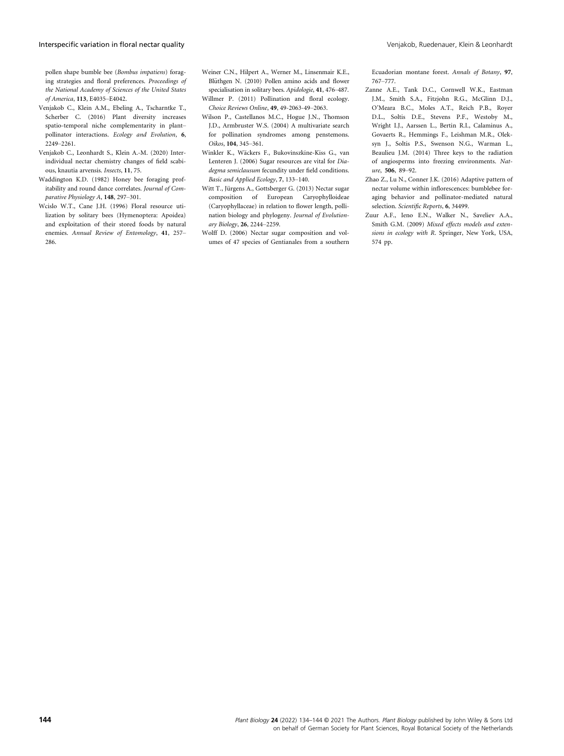pollen shape bumble bee (*Bombus impatiens*) foraging strategies and floral preferences. *Proceedings of the National Academy of Sciences of the United States of America*, **113**, E4035–E4042.

Venjakob C., Klein A.M., Ebeling A., Tscharntke T., Scherber C. (2016) Plant diversity increases spatio-temporal niche complementarity in plant–pollinator interactions. *Ecology and Evolution*, **6**, 2249–2261.

Venjakob C., Leonhardt S., Klein A.-M. (2020) Inter-individual nectar chemistry changes of field scabious, knautia arvensis. *Insects*, **11**, 75.

Waddington K.D. (1982) Honey bee foraging profitability and round dance correlates. *Journal of Comparative Physiology A*, **148**, 297–301.

Wcislo W.T., Cane J.H. (1996) Floral resource utilization by solitary bees (Hymenoptera: Apoidea) and exploitation of their stored foods by natural enemies. *Annual Review of Entomology*, **41**, 257–286.

Weiner C.N., Hilpert A., Werner M., Linsenmair K.E., Blüthgen N. (2010) Pollen amino acids and flower specialisation in solitary bees. *Apidologie*, **41**, 476–487.

Willmer P. (2011) Pollination and floral ecology. *Choice Reviews Online*, **49**, 49-2063-49–2063.

Wilson P., Castellanos M.C., Hogue J.N., Thomson J.D., Armbruster W.S. (2004) A multivariate search for pollination syndromes among penstemons. *Oikos*, **104**, 345–361.

Winkler K., Wäckers F., Bukovinszkine-Kiss G., van Lenteren J. (2006) Sugar resources are vital for *Diadegma semiclausum* fecundity under field conditions. *Basic and Applied Ecology*, **7**, 133–140.

Witt T., Jürgens A., Gottsberger G. (2013) Nectar sugar composition of European Caryophylloideae (Caryophyllaceae) in relation to flower length, pollination biology and phylogeny. *Journal of Evolutionary Biology*, **26**, 2244–2259.

Wolff D. (2006) Nectar sugar composition and volumes of 47 species of Gentianales from a southern Ecuadorian montane forest. *Annals of Botany*, **97**, 767–777.

Zanne A.E., Tank D.C., Cornwell W.K., Eastman J.M., Smith S.A., Fitzjohn R.G., McGlinn D.J., O'Meara B.C., Moles A.T., Reich P.B., Royer D.L., Soltis D.E., Stevens P.F., Westoby M., Wright I.J., Aarssen L., Bertin R.I., Calaminus A., Govaerts R., Hemmings F., Leishman M.R., Oleksyn J., Soltis P.S., Swenson N.G., Warman L., Beaulieu J.M. (2014) Three keys to the radiation of angiosperms into freezing environments. *Nature*, **506**, 89–92.

Zhao Z., Lu N., Conner J.K. (2016) Adaptive pattern of nectar volume within inflorescences: bumblebee foraging behavior and pollinator-mediated natural selection. *Scientific Reports*, **6**, 34499.

Zuur A.F., Ieno E.N., Walker N., Saveliev A.A., Smith G.M. (2009) *Mixed effects models and extensions in ecology with R*. Springer, New York, USA, 574 pp.